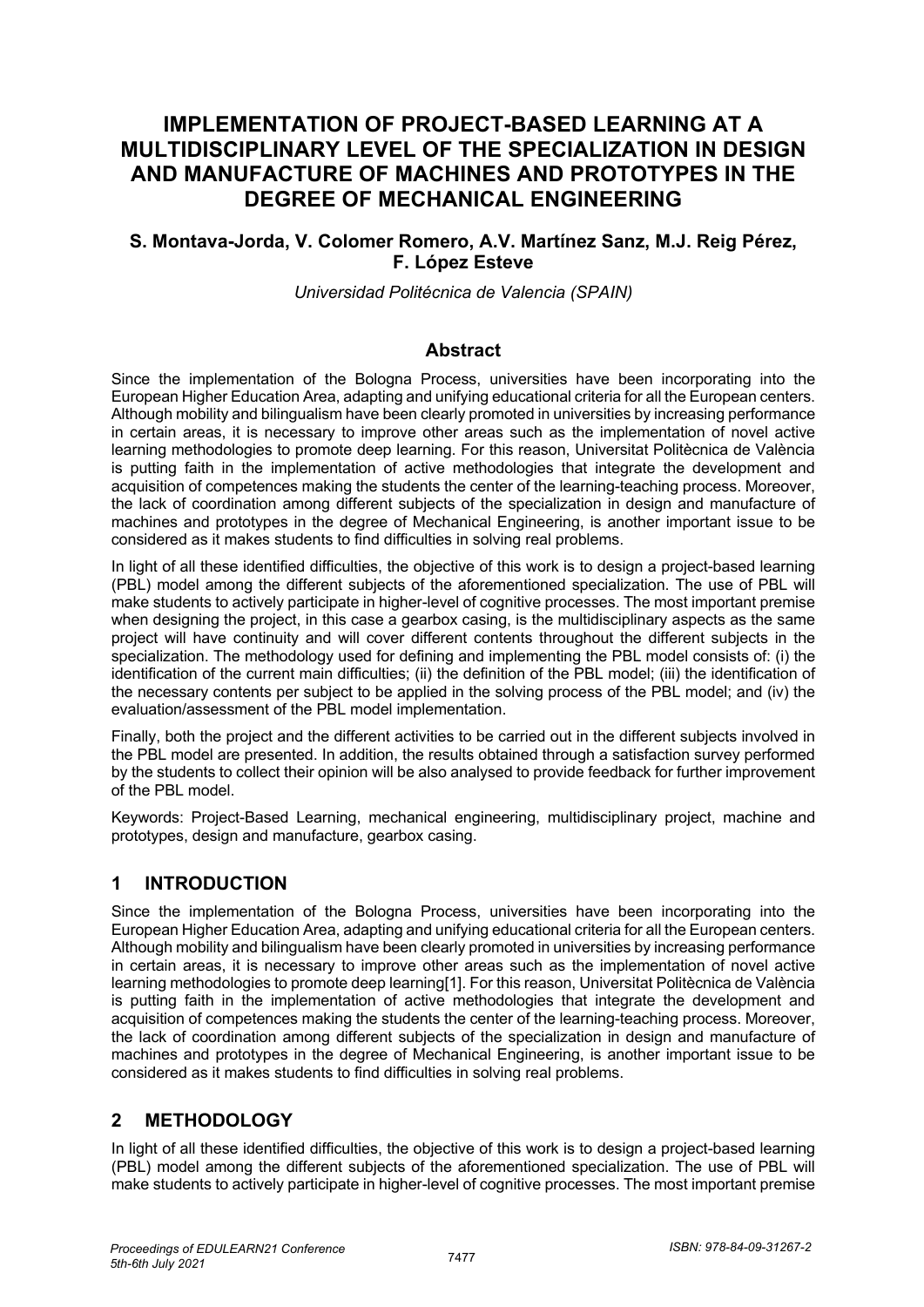# IMPLEMENTATION OF PROJECT-BASED LEARNING AT A MULTIDISCIPLINARY LEVEL OF THE SPECIALIZATION IN DESIGN AND MANUFACTURE OF MACHINES AND PROTOTYPES IN THE DEGREE OF MECHANICAL ENGINEERING

**S. Montava-Jorda, V. Colomer Romero, A.V. Martínez Sanz, M.J. Reig Pérez, F. López Esteve**

*Universidad Politécnica de Valencia (SPAIN)*

## Abstract

Since the implementation of the Bologna Process, universities have been incorporating into the European Higher Education Area, adapting and unifying educational criteria for all the European centers. Although mobility and bilingualism have been clearly promoted in universities by increasing performance in certain areas, it is necessary to improve other areas such as the implementation of novel active learning methodologies to promote deep learning. For this reason, Universitat Politècnica de València is putting faith in the implementation of active methodologies that integrate the development and acquisition of competences making the students the center of the learning-teaching process. Moreover, the lack of coordination among different subjects of the specialization in design and manufacture of machines and prototypes in the degree of Mechanical Engineering, is another important issue to be considered as it makes students to find difficulties in solving real problems.

In light of all these identified difficulties, the objective of this work is to design a project-based learning (PBL) model among the different subjects of the aforementioned specialization. The use of PBL will make students to actively participate in higher-level of cognitive processes. The most important premise when designing the project, in this case a gearbox casing, is the multidisciplinary aspects as the same project will have continuity and will cover different contents throughout the different subjects in the specialization. The methodology used for defining and implementing the PBL model consists of: (i) the identification of the current main difficulties; (ii) the definition of the PBL model; (iii) the identification of the necessary contents per subject to be applied in the solving process of the PBL model; and (iv) the evaluation/assessment of the PBL model implementation.

Finally, both the project and the different activities to be carried out in the different subjects involved in the PBL model are presented. In addition, the results obtained through a satisfaction survey performed by the students to collect their opinion will be also analysed to provide feedback for further improvement of the PBL model.

Keywords: Project-Based Learning, mechanical engineering, multidisciplinary project, machine and prototypes, design and manufacture, gearbox casing.

## 1 INTRODUCTION

Since the implementation of the Bologna Process, universities have been incorporating into the European Higher Education Area, adapting and unifying educational criteria for all the European centers. Although mobility and bilingualism have been clearly promoted in universities by increasing performance in certain areas, it is necessary to improve other areas such as the implementation of novel active learning methodologies to promote deep learning[1]. For this reason, Universitat Politècnica de València is putting faith in the implementation of active methodologies that integrate the development and acquisition of competences making the students the center of the learning-teaching process. Moreover, the lack of coordination among different subjects of the specialization in design and manufacture of machines and prototypes in the degree of Mechanical Engineering, is another important issue to be considered as it makes students to find difficulties in solving real problems.

## 2 METHODOLOGY

In light of all these identified difficulties, the objective of this work is to design a project-based learning (PBL) model among the different subjects of the aforementioned specialization. The use of PBL will make students to actively participate in higher-level of cognitive processes. The most important premise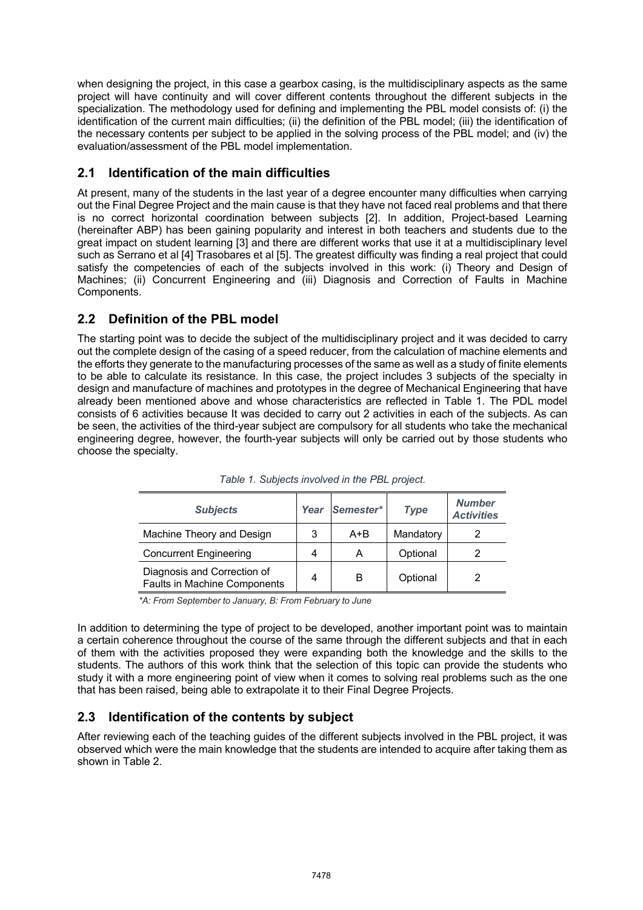when designing the project, in this case a gearbox casing, is the multidisciplinary aspects as the same project will have continuity and will cover different contents throughout the different subjects in the specialization. The methodology used for defining and implementing the PBL model consists of: (i) the identification of the current main difficulties; (ii) the definition of the PBL model; (iii) the identification of the necessary contents per subject to be applied in the solving process of the PBL model; and (iv) the evaluation/assessment of the PBL model implementation.

## 2.1 Identification of the main difficulties

At present, many of the students in the last year of a degree encounter many difficulties when carrying out the Final Degree Project and the main cause is that they have not faced real problems and that there is no correct horizontal coordination between subjects [2]. In addition, Project-based Learning (hereinafter ABP) has been gaining popularity and interest in both teachers and students due to the great impact on student learning [3] and there are different works that use it at a multidisciplinary level such as Serrano et al [4] Trasobares et al [5]. The greatest difficulty was finding a real project that could satisfy the competencies of each of the subjects involved in this work: (i) Theory and Design of Machines; (ii) Concurrent Engineering and (iii) Diagnosis and Correction of Faults in Machine Components.

## 2.2 Definition of the PBL model

The starting point was to decide the subject of the multidisciplinary project and it was decided to carry out the complete design of the casing of a speed reducer, from the calculation of machine elements and the efforts they generate to the manufacturing processes of the same as well as a study of finite elements to be able to calculate its resistance. In this case, the project includes 3 subjects of the specialty in design and manufacture of machines and prototypes in the degree of Mechanical Engineering that have already been mentioned above and whose characteristics are reflected in Table 1. The PDL model consists of 6 activities because It was decided to carry out 2 activities in each of the subjects. As can be seen, the activities of the third-year subject are compulsory for all students who take the mechanical engineering degree, however, the fourth-year subjects will only be carried out by those students who choose the specialty.

*Table 1. Subjects involved in the PBL project.*

| ***Subjects*** | ***Year*** | ***Semester**** | ***Type*** | ***Number Activities*** |
|---|---|---|---|---|
| Machine Theory and Design | 3 | A+B | Mandatory | 2 |
| Concurrent Engineering | 4 | A | Optional | 2 |
| Diagnosis and Correction of Faults in Machine Components | 4 | B | Optional | 2 |

*\*A: From September to January, B: From February to June*

In addition to determining the type of project to be developed, another important point was to maintain a certain coherence throughout the course of the same through the different subjects and that in each of them with the activities proposed they were expanding both the knowledge and the skills to the students. The authors of this work think that the selection of this topic can provide the students who study it with a more engineering point of view when it comes to solving real problems such as the one that has been raised, being able to extrapolate it to their Final Degree Projects.

## 2.3 Identification of the contents by subject

After reviewing each of the teaching guides of the different subjects involved in the PBL project, it was observed which were the main knowledge that the students are intended to acquire after taking them as shown in Table 2.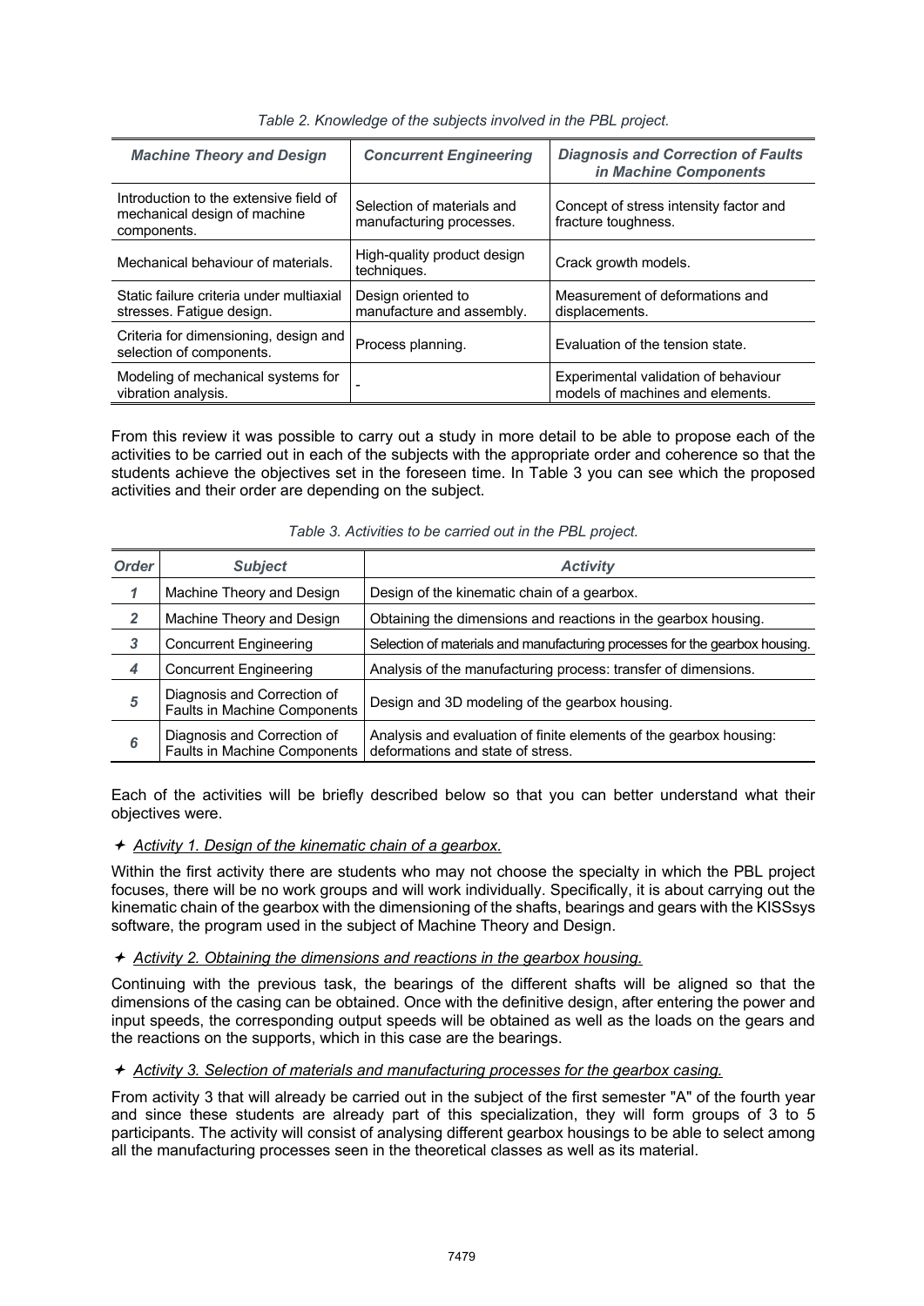*Table 2. Knowledge of the subjects involved in the PBL project.*

| *Machine Theory and Design* | *Concurrent Engineering* | *Diagnosis and Correction of Faults in Machine Components* |
|---|---|---|
| Introduction to the extensive field of mechanical design of machine components. | Selection of materials and manufacturing processes. | Concept of stress intensity factor and fracture toughness. |
| Mechanical behaviour of materials. | High-quality product design techniques. | Crack growth models. |
| Static failure criteria under multiaxial stresses. Fatigue design. | Design oriented to manufacture and assembly. | Measurement of deformations and displacements. |
| Criteria for dimensioning, design and selection of components. | Process planning. | Evaluation of the tension state. |
| Modeling of mechanical systems for vibration analysis. | - | Experimental validation of behaviour models of machines and elements. |

From this review it was possible to carry out a study in more detail to be able to propose each of the activities to be carried out in each of the subjects with the appropriate order and coherence so that the students achieve the objectives set in the foreseen time. In Table 3 you can see which the proposed activities and their order are depending on the subject.

*Table 3. Activities to be carried out in the PBL project.*

| *Order* | *Subject* | *Activity* |
|---|---|---|
| *1* | Machine Theory and Design | Design of the kinematic chain of a gearbox. |
| *2* | Machine Theory and Design | Obtaining the dimensions and reactions in the gearbox housing. |
| *3* | Concurrent Engineering | Selection of materials and manufacturing processes for the gearbox housing. |
| *4* | Concurrent Engineering | Analysis of the manufacturing process: transfer of dimensions. |
| *5* | Diagnosis and Correction of Faults in Machine Components | Design and 3D modeling of the gearbox housing. |
| *6* | Diagnosis and Correction of Faults in Machine Components | Analysis and evaluation of finite elements of the gearbox housing: deformations and state of stress. |

Each of the activities will be briefly described below so that you can better understand what their objectives were.

✦ Activity 1. Design of the kinematic chain of a gearbox.

Within the first activity there are students who may not choose the specialty in which the PBL project focuses, there will be no work groups and will work individually. Specifically, it is about carrying out the kinematic chain of the gearbox with the dimensioning of the shafts, bearings and gears with the KISSsys software, the program used in the subject of Machine Theory and Design.

✦ Activity 2. Obtaining the dimensions and reactions in the gearbox housing.

Continuing with the previous task, the bearings of the different shafts will be aligned so that the dimensions of the casing can be obtained. Once with the definitive design, after entering the power and input speeds, the corresponding output speeds will be obtained as well as the loads on the gears and the reactions on the supports, which in this case are the bearings.

✦ Activity 3. Selection of materials and manufacturing processes for the gearbox casing.

From activity 3 that will already be carried out in the subject of the first semester "A" of the fourth year and since these students are already part of this specialization, they will form groups of 3 to 5 participants. The activity will consist of analysing different gearbox housings to be able to select among all the manufacturing processes seen in the theoretical classes as well as its material.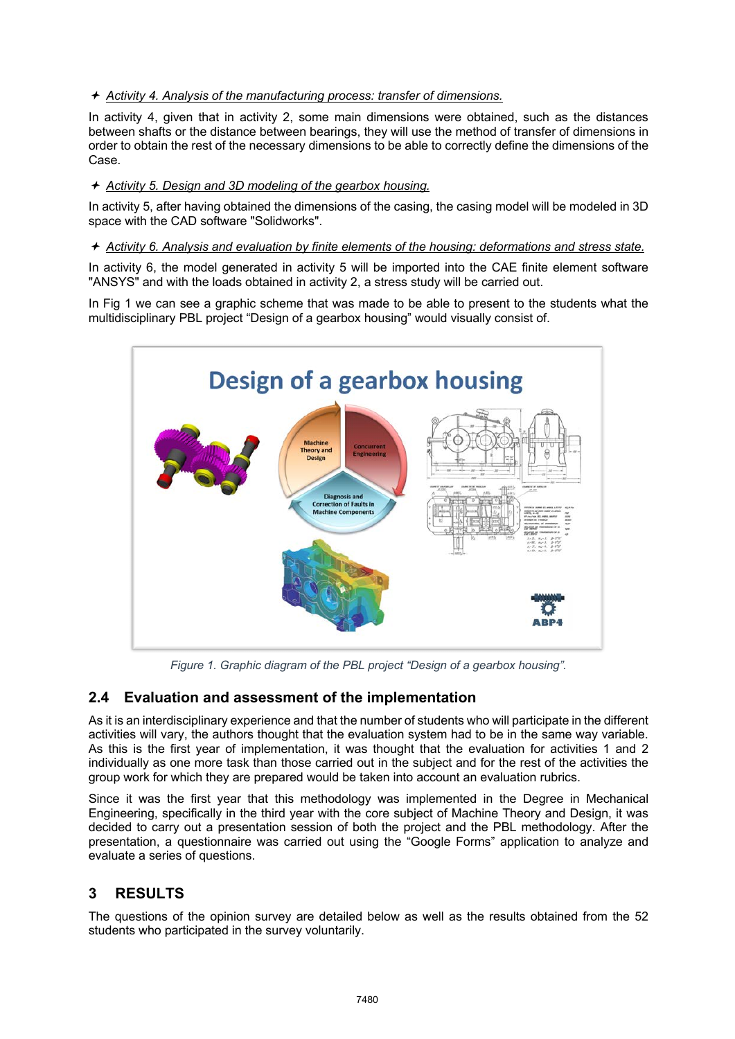✦ *Activity 4. Analysis of the manufacturing process: transfer of dimensions.*

In activity 4, given that in activity 2, some main dimensions were obtained, such as the distances between shafts or the distance between bearings, they will use the method of transfer of dimensions in order to obtain the rest of the necessary dimensions to be able to correctly define the dimensions of the Case.

✦ *Activity 5. Design and 3D modeling of the gearbox housing.*

In activity 5, after having obtained the dimensions of the casing, the casing model will be modeled in 3D space with the CAD software "Solidworks".

✦ *Activity 6. Analysis and evaluation by finite elements of the housing: deformations and stress state.*

In activity 6, the model generated in activity 5 will be imported into the CAE finite element software "ANSYS" and with the loads obtained in activity 2, a stress study will be carried out.

In Fig 1 we can see a graphic scheme that was made to be able to present to the students what the multidisciplinary PBL project "Design of a gearbox housing" would visually consist of.

*Figure 1. Graphic diagram of the PBL project "Design of a gearbox housing".*

## 2.4 Evaluation and assessment of the implementation

As it is an interdisciplinary experience and that the number of students who will participate in the different activities will vary, the authors thought that the evaluation system had to be in the same way variable. As this is the first year of implementation, it was thought that the evaluation for activities 1 and 2 individually as one more task than those carried out in the subject and for the rest of the activities the group work for which they are prepared would be taken into account an evaluation rubrics.

Since it was the first year that this methodology was implemented in the Degree in Mechanical Engineering, specifically in the third year with the core subject of Machine Theory and Design, it was decided to carry out a presentation session of both the project and the PBL methodology. After the presentation, a questionnaire was carried out using the "Google Forms" application to analyze and evaluate a series of questions.

# 3 RESULTS

The questions of the opinion survey are detailed below as well as the results obtained from the 52 students who participated in the survey voluntarily.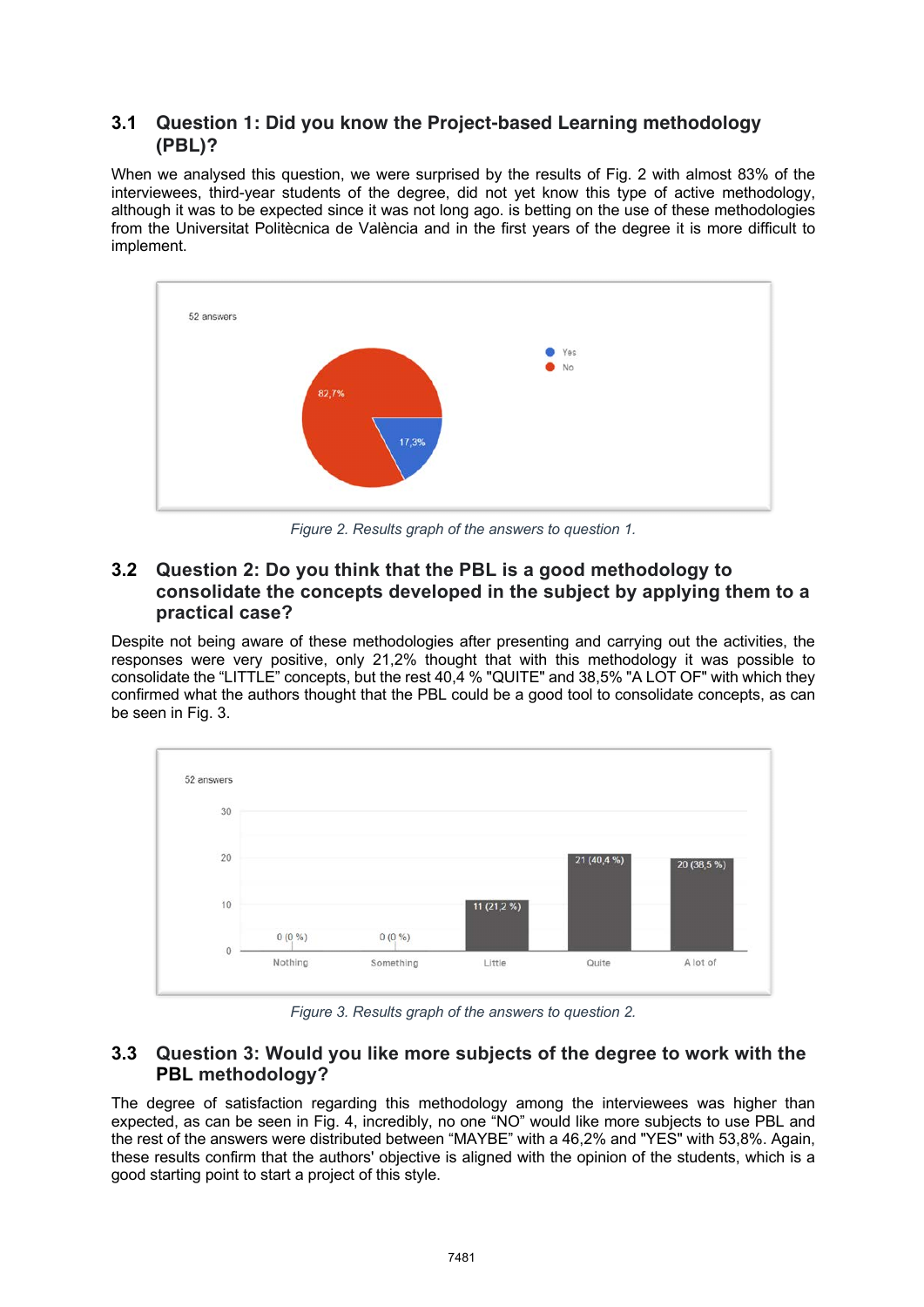### 3.1 Question 1: Did you know the Project-based Learning methodology (PBL)?

When we analysed this question, we were surprised by the results of Fig. 2 with almost 83% of the interviewees, third-year students of the degree, did not yet know this type of active methodology, although it was to be expected since it was not long ago. is betting on the use of these methodologies from the Universitat Politècnica de València and in the first years of the degree it is more difficult to implement.

52 answers

Yes
No

82,7%
17,3%

*Figure 2. Results graph of the answers to question 1.*

### 3.2 Question 2: Do you think that the PBL is a good methodology to consolidate the concepts developed in the subject by applying them to a practical case?

Despite not being aware of these methodologies after presenting and carrying out the activities, the responses were very positive, only 21,2% thought that with this methodology it was possible to consolidate the "LITTLE" concepts, but the rest 40,4 % "QUITE" and 38,5% "A LOT OF" with which they confirmed what the authors thought that the PBL could be a good tool to consolidate concepts, as can be seen in Fig. 3.

52 answers

| Nothing | Something | Little | Quite | A lot of |
|---|---|---|---|---|
| 0 (0 %) | 0 (0 %) | 11 (21,2 %) | 21 (40,4 %) | 20 (38,5 %) |

*Figure 3. Results graph of the answers to question 2.*

### 3.3 Question 3: Would you like more subjects of the degree to work with the PBL methodology?

The degree of satisfaction regarding this methodology among the interviewees was higher than expected, as can be seen in Fig. 4, incredibly, no one "NO" would like more subjects to use PBL and the rest of the answers were distributed between "MAYBE" with a 46,2% and "YES" with 53,8%. Again, these results confirm that the authors' objective is aligned with the opinion of the students, which is a good starting point to start a project of this style.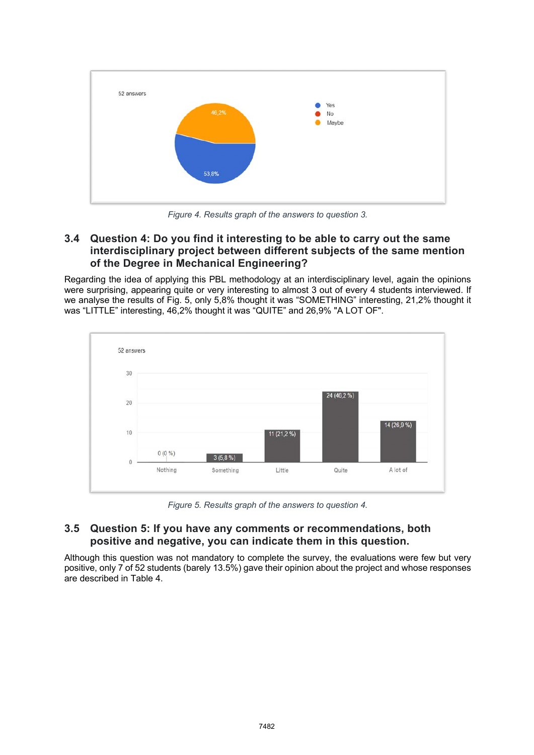Figure 4. Results graph of the answers to question 3.

### 3.4 Question 4: Do you find it interesting to be able to carry out the same interdisciplinary project between different subjects of the same mention of the Degree in Mechanical Engineering?

Regarding the idea of applying this PBL methodology at an interdisciplinary level, again the opinions were surprising, appearing quite or very interesting to almost 3 out of every 4 students interviewed. If we analyse the results of Fig. 5, only 5,8% thought it was "SOMETHING" interesting, 21,2% thought it was "LITTLE" interesting, 46,2% thought it was "QUITE" and 26,9% "A LOT OF".

Figure 5. Results graph of the answers to question 4.

### 3.5 Question 5: If you have any comments or recommendations, both positive and negative, you can indicate them in this question.

Although this question was not mandatory to complete the survey, the evaluations were few but very positive, only 7 of 52 students (barely 13.5%) gave their opinion about the project and whose responses are described in Table 4.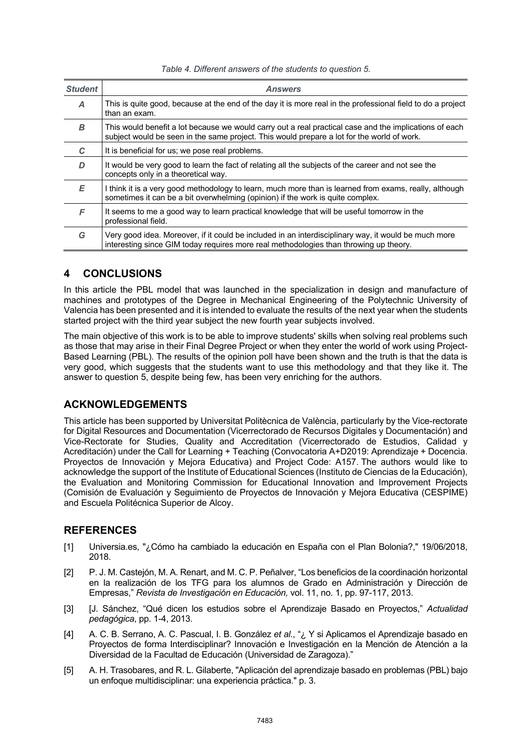*Table 4. Different answers of the students to question 5.*

| ***Student*** | ***Answers*** |
|---|---|
| ***A*** | This is quite good, because at the end of the day it is more real in the professional field to do a project than an exam. |
| ***B*** | This would benefit a lot because we would carry out a real practical case and the implications of each subject would be seen in the same project. This would prepare a lot for the world of work. |
| ***C*** | It is beneficial for us; we pose real problems. |
| ***D*** | It would be very good to learn the fact of relating all the subjects of the career and not see the concepts only in a theoretical way. |
| ***E*** | I think it is a very good methodology to learn, much more than is learned from exams, really, although sometimes it can be a bit overwhelming (opinion) if the work is quite complex. |
| ***F*** | It seems to me a good way to learn practical knowledge that will be useful tomorrow in the professional field. |
| ***G*** | Very good idea. Moreover, if it could be included in an interdisciplinary way, it would be much more interesting since GIM today requires more real methodologies than throwing up theory. |

## 4 CONCLUSIONS

In this article the PBL model that was launched in the specialization in design and manufacture of machines and prototypes of the Degree in Mechanical Engineering of the Polytechnic University of Valencia has been presented and it is intended to evaluate the results of the next year when the students started project with the third year subject the new fourth year subjects involved.

The main objective of this work is to be able to improve students' skills when solving real problems such as those that may arise in their Final Degree Project or when they enter the world of work using Project-Based Learning (PBL). The results of the opinion poll have been shown and the truth is that the data is very good, which suggests that the students want to use this methodology and that they like it. The answer to question 5, despite being few, has been very enriching for the authors.

## ACKNOWLEDGEMENTS

This article has been supported by Universitat Politècnica de València, particularly by the Vice-rectorate for Digital Resources and Documentation (Vicerrectorado de Recursos Digitales y Documentación) and Vice-Rectorate for Studies, Quality and Accreditation (Vicerrectorado de Estudios, Calidad y Acreditación) under the Call for Learning + Teaching (Convocatoria A+D2019: Aprendizaje + Docencia. Proyectos de Innovación y Mejora Educativa) and Project Code: A157. The authors would like to acknowledge the support of the Institute of Educational Sciences (Instituto de Ciencias de la Educación), the Evaluation and Monitoring Commission for Educational Innovation and Improvement Projects (Comisión de Evaluación y Seguimiento de Proyectos de Innovación y Mejora Educativa (CESPIME) and Escuela Politécnica Superior de Alcoy.

## REFERENCES

[1] Universia.es, "¿Cómo ha cambiado la educación en España con el Plan Bolonia?," 19/06/2018, 2018.

[2] P. J. M. Castejón, M. A. Renart, and M. C. P. Peñalver, "Los beneficios de la coordinación horizontal en la realización de los TFG para los alumnos de Grado en Administración y Dirección de Empresas," *Revista de Investigación en Educación,* vol. 11, no. 1, pp. 97-117, 2013.

[3] [J. Sánchez, "Qué dicen los estudios sobre el Aprendizaje Basado en Proyectos," *Actualidad pedagógica*, pp. 1-4, 2013.

[4] A. C. B. Serrano, A. C. Pascual, I. B. González *et al.*, "¿ Y si Aplicamos el Aprendizaje basado en Proyectos de forma Interdisciplinar? Innovación e Investigación en la Mención de Atención a la Diversidad de la Facultad de Educación (Universidad de Zaragoza)."

[5] A. H. Trasobares, and R. L. Gilaberte, "Aplicación del aprendizaje basado en problemas (PBL) bajo un enfoque multidisciplinar: una experiencia práctica." p. 3.